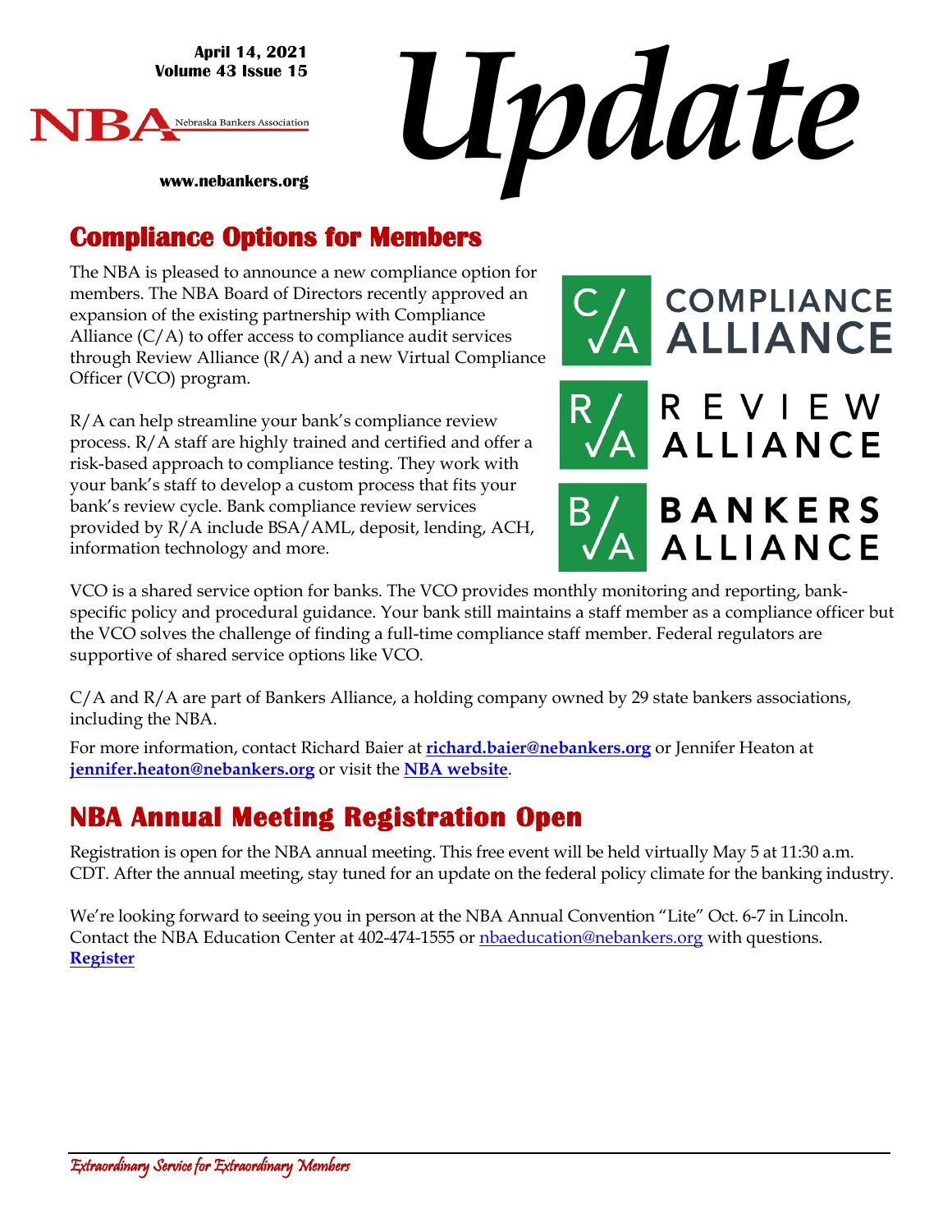April 14, 2021
Volume 43 Issue 15

NBA Nebraska Bankers Association

www.nebankers.org

# Update

## Compliance Options for Members

The NBA is pleased to announce a new compliance option for members. The NBA Board of Directors recently approved an expansion of the existing partnership with Compliance Alliance (C/A) to offer access to compliance audit services through Review Alliance (R/A) and a new Virtual Compliance Officer (VCO) program.

R/A can help streamline your bank's compliance review process. R/A staff are highly trained and certified and offer a risk-based approach to compliance testing. They work with your bank's staff to develop a custom process that fits your bank's review cycle. Bank compliance review services provided by R/A include BSA/AML, deposit, lending, ACH, information technology and more.

COMPLIANCE ALLIANCE

REVIEW ALLIANCE

BANKERS ALLIANCE

VCO is a shared service option for banks. The VCO provides monthly monitoring and reporting, bank-specific policy and procedural guidance. Your bank still maintains a staff member as a compliance officer but the VCO solves the challenge of finding a full-time compliance staff member. Federal regulators are supportive of shared service options like VCO.

C/A and R/A are part of Bankers Alliance, a holding company owned by 29 state bankers associations, including the NBA.

For more information, contact Richard Baier at **richard.baier@nebankers.org** or Jennifer Heaton at **jennifer.heaton@nebankers.org** or visit the **NBA website**.

## NBA Annual Meeting Registration Open

Registration is open for the NBA annual meeting. This free event will be held virtually May 5 at 11:30 a.m. CDT. After the annual meeting, stay tuned for an update on the federal policy climate for the banking industry.

We're looking forward to seeing you in person at the NBA Annual Convention "Lite" Oct. 6-7 in Lincoln. Contact the NBA Education Center at 402-474-1555 or nbaeducation@nebankers.org with questions.
**Register**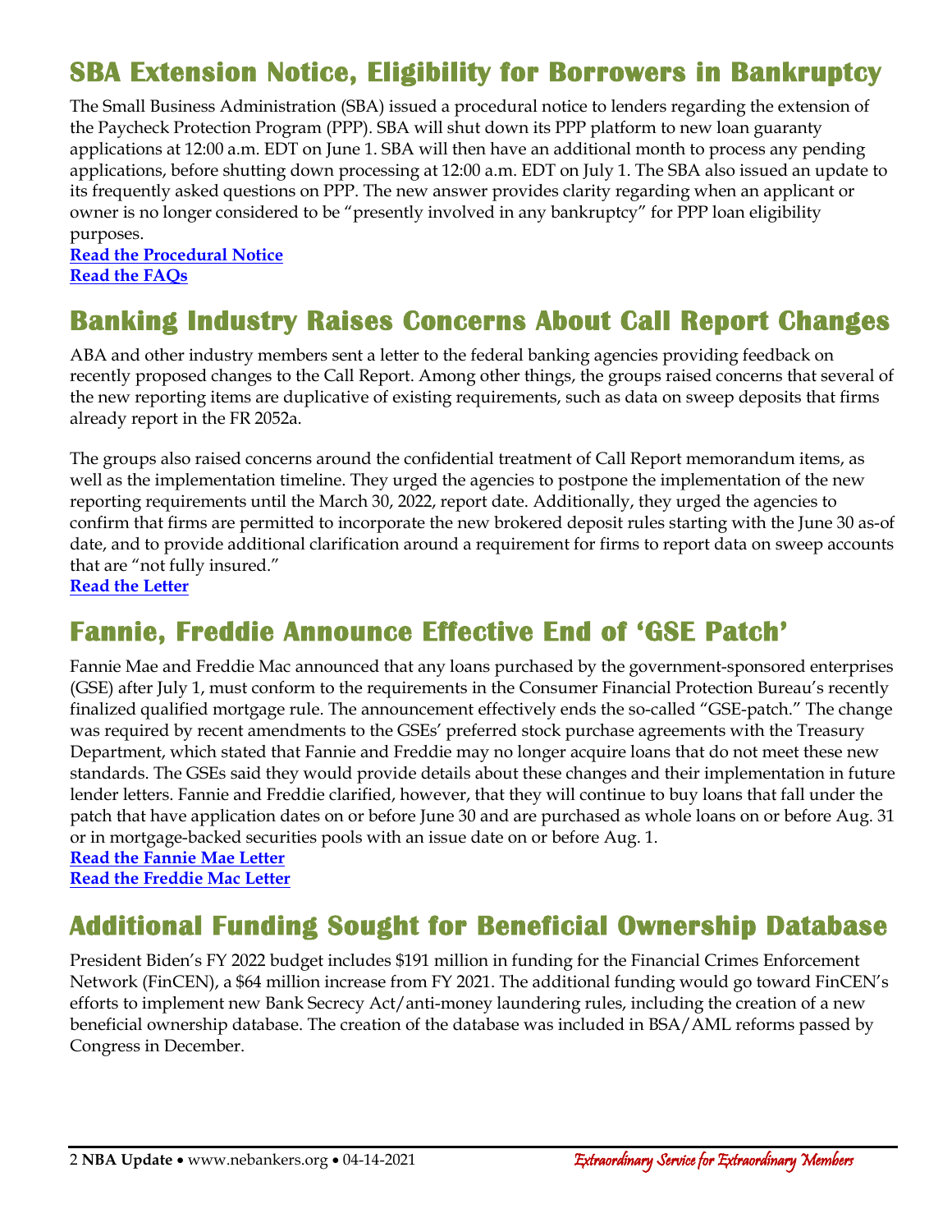## SBA Extension Notice, Eligibility for Borrowers in Bankruptcy

The Small Business Administration (SBA) issued a procedural notice to lenders regarding the extension of the Paycheck Protection Program (PPP). SBA will shut down its PPP platform to new loan guaranty applications at 12:00 a.m. EDT on June 1. SBA will then have an additional month to process any pending applications, before shutting down processing at 12:00 a.m. EDT on July 1. The SBA also issued an update to its frequently asked questions on PPP. The new answer provides clarity regarding when an applicant or owner is no longer considered to be "presently involved in any bankruptcy" for PPP loan eligibility purposes.

**Read the Procedural Notice**
**Read the FAQs**

## Banking Industry Raises Concerns About Call Report Changes

ABA and other industry members sent a letter to the federal banking agencies providing feedback on recently proposed changes to the Call Report. Among other things, the groups raised concerns that several of the new reporting items are duplicative of existing requirements, such as data on sweep deposits that firms already report in the FR 2052a.

The groups also raised concerns around the confidential treatment of Call Report memorandum items, as well as the implementation timeline. They urged the agencies to postpone the implementation of the new reporting requirements until the March 30, 2022, report date. Additionally, they urged the agencies to confirm that firms are permitted to incorporate the new brokered deposit rules starting with the June 30 as-of date, and to provide additional clarification around a requirement for firms to report data on sweep accounts that are "not fully insured."

**Read the Letter**

## Fannie, Freddie Announce Effective End of 'GSE Patch'

Fannie Mae and Freddie Mac announced that any loans purchased by the government-sponsored enterprises (GSE) after July 1, must conform to the requirements in the Consumer Financial Protection Bureau's recently finalized qualified mortgage rule. The announcement effectively ends the so-called "GSE-patch." The change was required by recent amendments to the GSEs' preferred stock purchase agreements with the Treasury Department, which stated that Fannie and Freddie may no longer acquire loans that do not meet these new standards. The GSEs said they would provide details about these changes and their implementation in future lender letters. Fannie and Freddie clarified, however, that they will continue to buy loans that fall under the patch that have application dates on or before June 30 and are purchased as whole loans on or before Aug. 31 or in mortgage-backed securities pools with an issue date on or before Aug. 1.

**Read the Fannie Mae Letter**
**Read the Freddie Mac Letter**

## Additional Funding Sought for Beneficial Ownership Database

President Biden's FY 2022 budget includes $191 million in funding for the Financial Crimes Enforcement Network (FinCEN), a $64 million increase from FY 2021. The additional funding would go toward FinCEN's efforts to implement new Bank Secrecy Act/anti-money laundering rules, including the creation of a new beneficial ownership database. The creation of the database was included in BSA/AML reforms passed by Congress in December.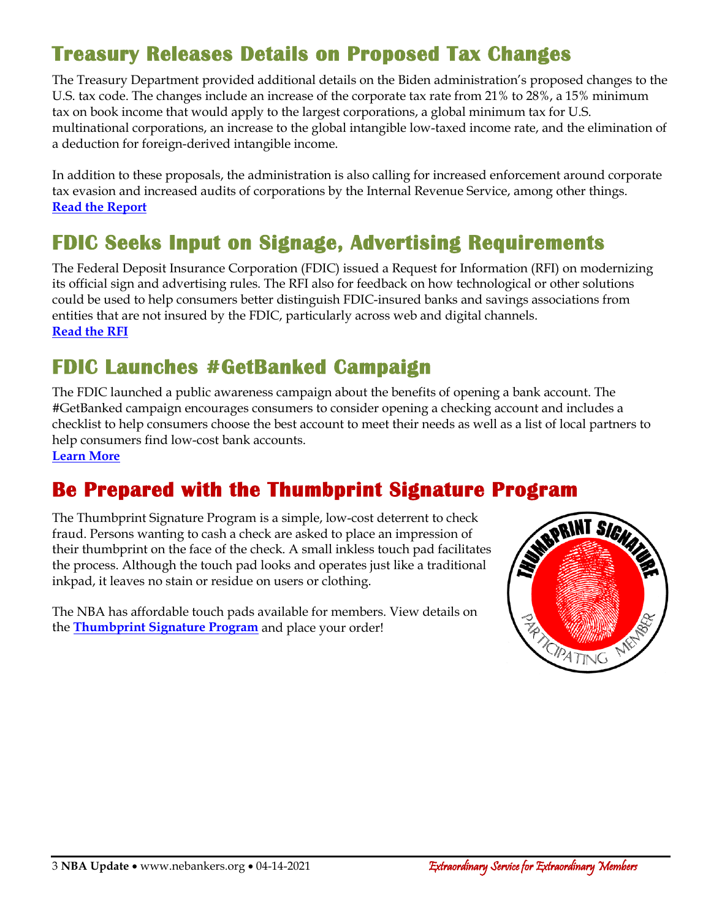## Treasury Releases Details on Proposed Tax Changes

The Treasury Department provided additional details on the Biden administration's proposed changes to the U.S. tax code. The changes include an increase of the corporate tax rate from 21% to 28%, a 15% minimum tax on book income that would apply to the largest corporations, a global minimum tax for U.S. multinational corporations, an increase to the global intangible low-taxed income rate, and the elimination of a deduction for foreign-derived intangible income.

In addition to these proposals, the administration is also calling for increased enforcement around corporate tax evasion and increased audits of corporations by the Internal Revenue Service, among other things.
**Read the Report**

## FDIC Seeks Input on Signage, Advertising Requirements

The Federal Deposit Insurance Corporation (FDIC) issued a Request for Information (RFI) on modernizing its official sign and advertising rules. The RFI also for feedback on how technological or other solutions could be used to help consumers better distinguish FDIC-insured banks and savings associations from entities that are not insured by the FDIC, particularly across web and digital channels.
**Read the RFI**

## FDIC Launches #GetBanked Campaign

The FDIC launched a public awareness campaign about the benefits of opening a bank account. The #GetBanked campaign encourages consumers to consider opening a checking account and includes a checklist to help consumers choose the best account to meet their needs as well as a list of local partners to help consumers find low-cost bank accounts.
**Learn More**

## Be Prepared with the Thumbprint Signature Program

The Thumbprint Signature Program is a simple, low-cost deterrent to check fraud. Persons wanting to cash a check are asked to place an impression of their thumbprint on the face of the check. A small inkless touch pad facilitates the process. Although the touch pad looks and operates just like a traditional inkpad, it leaves no stain or residue on users or clothing.

The NBA has affordable touch pads available for members. View details on the **Thumbprint Signature Program** and place your order!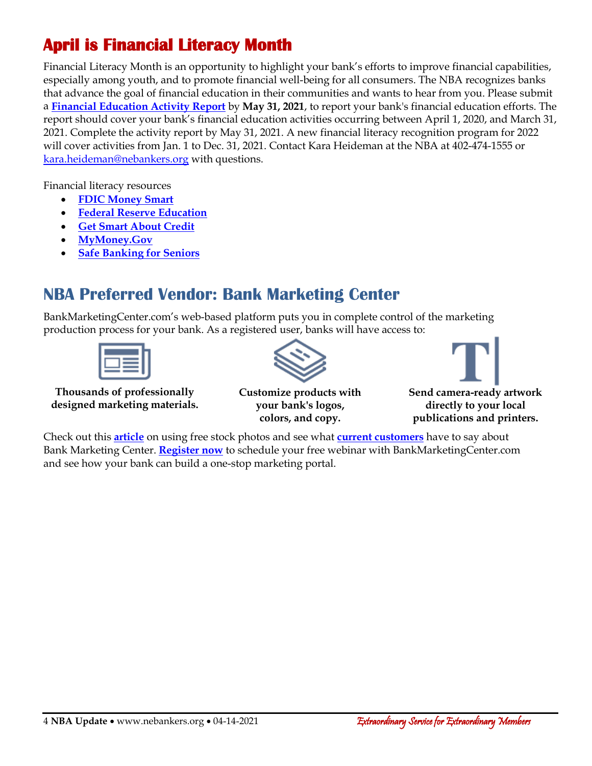## April is Financial Literacy Month

Financial Literacy Month is an opportunity to highlight your bank's efforts to improve financial capabilities, especially among youth, and to promote financial well-being for all consumers. The NBA recognizes banks that advance the goal of financial education in their communities and wants to hear from you. Please submit a **Financial Education Activity Report** by **May 31, 2021**, to report your bank's financial education efforts. The report should cover your bank's financial education activities occurring between April 1, 2020, and March 31, 2021. Complete the activity report by May 31, 2021. A new financial literacy recognition program for 2022 will cover activities from Jan. 1 to Dec. 31, 2021. Contact Kara Heideman at the NBA at 402-474-1555 or kara.heideman@nebankers.org with questions.

Financial literacy resources

- **FDIC Money Smart**
- **Federal Reserve Education**
- **Get Smart About Credit**
- **MyMoney.Gov**
- **Safe Banking for Seniors**

## NBA Preferred Vendor: Bank Marketing Center

BankMarketingCenter.com's web-based platform puts you in complete control of the marketing production process for your bank. As a registered user, banks will have access to:

**Thousands of professionally designed marketing materials.**

**Customize products with your bank's logos, colors, and copy.**

**Send camera-ready artwork directly to your local publications and printers.**

Check out this **article** on using free stock photos and see what **current customers** have to say about Bank Marketing Center. **Register now** to schedule your free webinar with BankMarketingCenter.com and see how your bank can build a one-stop marketing portal.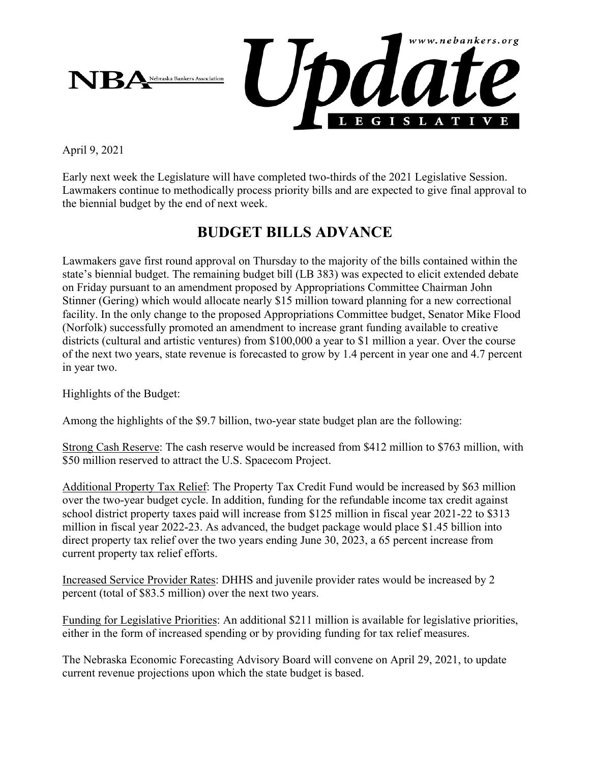NBA Nebraska Bankers Association

www.nebankers.org

# Update LEGISLATIVE

April 9, 2021

Early next week the Legislature will have completed two-thirds of the 2021 Legislative Session. Lawmakers continue to methodically process priority bills and are expected to give final approval to the biennial budget by the end of next week.

## BUDGET BILLS ADVANCE

Lawmakers gave first round approval on Thursday to the majority of the bills contained within the state's biennial budget. The remaining budget bill (LB 383) was expected to elicit extended debate on Friday pursuant to an amendment proposed by Appropriations Committee Chairman John Stinner (Gering) which would allocate nearly $15 million toward planning for a new correctional facility. In the only change to the proposed Appropriations Committee budget, Senator Mike Flood (Norfolk) successfully promoted an amendment to increase grant funding available to creative districts (cultural and artistic ventures) from $100,000 a year to $1 million a year. Over the course of the next two years, state revenue is forecasted to grow by 1.4 percent in year one and 4.7 percent in year two.

Highlights of the Budget:

Among the highlights of the $9.7 billion, two-year state budget plan are the following:

<u>Strong Cash Reserve</u>: The cash reserve would be increased from $412 million to $763 million, with $50 million reserved to attract the U.S. Spacecom Project.

<u>Additional Property Tax Relief</u>: The Property Tax Credit Fund would be increased by $63 million over the two-year budget cycle. In addition, funding for the refundable income tax credit against school district property taxes paid will increase from $125 million in fiscal year 2021-22 to $313 million in fiscal year 2022-23. As advanced, the budget package would place $1.45 billion into direct property tax relief over the two years ending June 30, 2023, a 65 percent increase from current property tax relief efforts.

<u>Increased Service Provider Rates</u>: DHHS and juvenile provider rates would be increased by 2 percent (total of $83.5 million) over the next two years.

<u>Funding for Legislative Priorities</u>: An additional $211 million is available for legislative priorities, either in the form of increased spending or by providing funding for tax relief measures.

The Nebraska Economic Forecasting Advisory Board will convene on April 29, 2021, to update current revenue projections upon which the state budget is based.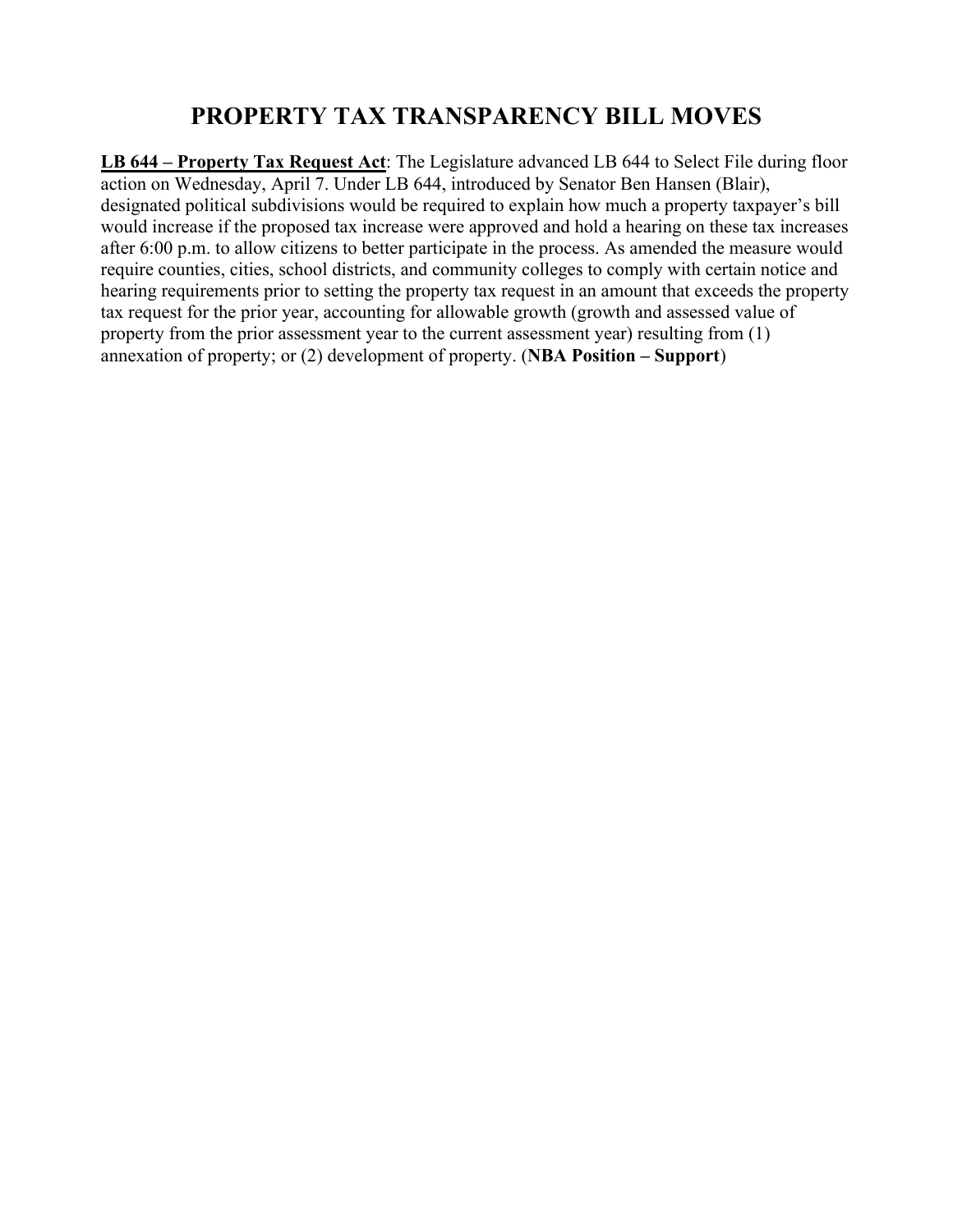# PROPERTY TAX TRANSPARENCY BILL MOVES

**LB 644 – Property Tax Request Act**: The Legislature advanced LB 644 to Select File during floor action on Wednesday, April 7. Under LB 644, introduced by Senator Ben Hansen (Blair), designated political subdivisions would be required to explain how much a property taxpayer's bill would increase if the proposed tax increase were approved and hold a hearing on these tax increases after 6:00 p.m. to allow citizens to better participate in the process. As amended the measure would require counties, cities, school districts, and community colleges to comply with certain notice and hearing requirements prior to setting the property tax request in an amount that exceeds the property tax request for the prior year, accounting for allowable growth (growth and assessed value of property from the prior assessment year to the current assessment year) resulting from (1) annexation of property; or (2) development of property. (**NBA Position – Support**)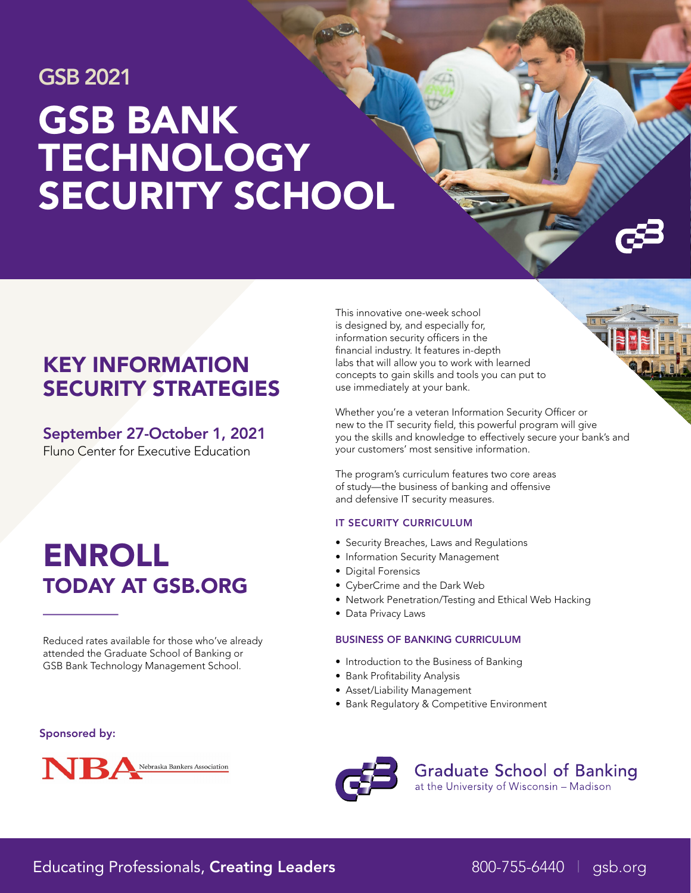GSB 2021

# GSB BANK TECHNOLOGY SECURITY SCHOOL

## KEY INFORMATION SECURITY STRATEGIES

**September 27-October 1, 2021**
Fluno Center for Executive Education

## ENROLL TODAY AT GSB.ORG

Reduced rates available for those who've already attended the Graduate School of Banking or GSB Bank Technology Management School.

This innovative one-week school is designed by, and especially for, information security officers in the financial industry. It features in-depth labs that will allow you to work with learned concepts to gain skills and tools you can put to use immediately at your bank.

Whether you're a veteran Information Security Officer or new to the IT security field, this powerful program will give you the skills and knowledge to effectively secure your bank's and your customers' most sensitive information.

The program's curriculum features two core areas of study—the business of banking and offensive and defensive IT security measures.

### IT SECURITY CURRICULUM

- Security Breaches, Laws and Regulations
- Information Security Management
- Digital Forensics
- CyberCrime and the Dark Web
- Network Penetration/Testing and Ethical Web Hacking
- Data Privacy Laws

### BUSINESS OF BANKING CURRICULUM

- Introduction to the Business of Banking
- Bank Profitability Analysis
- Asset/Liability Management
- Bank Regulatory & Competitive Environment

Sponsored by:

NBA Nebraska Bankers Association

Graduate School of Banking at the University of Wisconsin – Madison

Educating Professionals, **Creating Leaders**

800-755-6440 | gsb.org